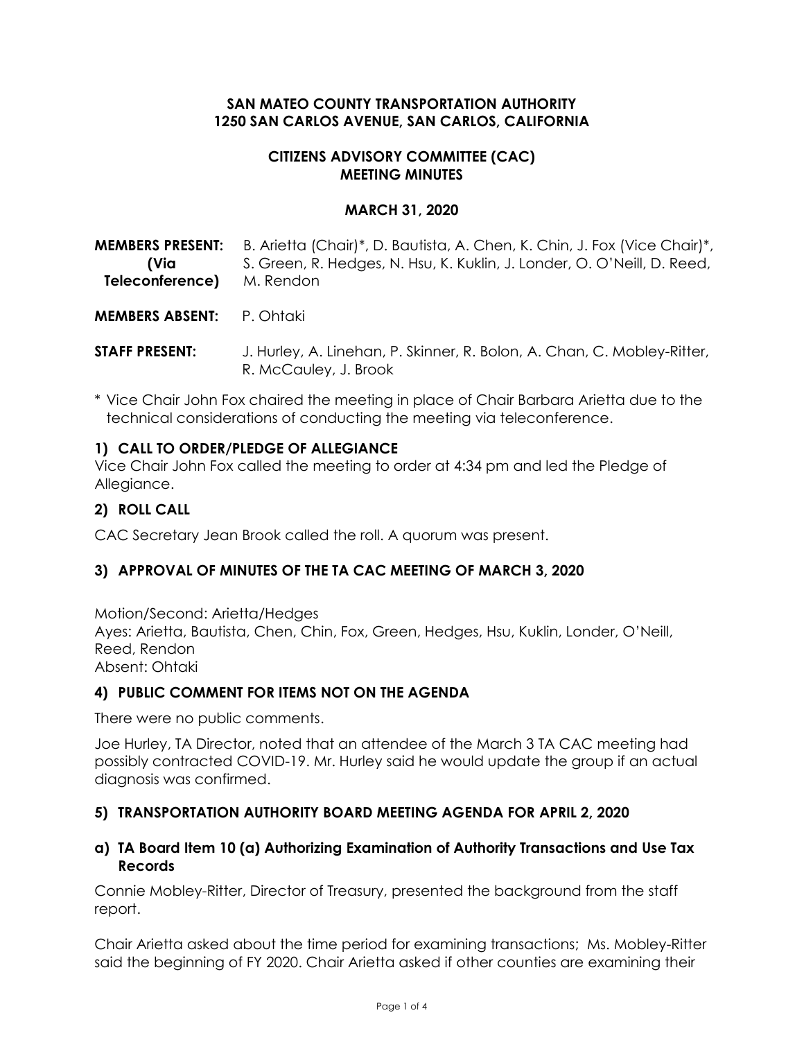**SAN MATEO COUNTY TRANSPORTATION AUTHORITY**
**1250 SAN CARLOS AVENUE, SAN CARLOS, CALIFORNIA**

**CITIZENS ADVISORY COMMITTEE (CAC)**
**MEETING MINUTES**

**MARCH 31, 2020**

**MEMBERS PRESENT: (Via Teleconference)** B. Arietta (Chair)*, D. Bautista, A. Chen, K. Chin, J. Fox (Vice Chair)*, S. Green, R. Hedges, N. Hsu, K. Kuklin, J. Londer, O. O'Neill, D. Reed, M. Rendon

**MEMBERS ABSENT:** P. Ohtaki

**STAFF PRESENT:** J. Hurley, A. Linehan, P. Skinner, R. Bolon, A. Chan, C. Mobley-Ritter, R. McCauley, J. Brook

\* Vice Chair John Fox chaired the meeting in place of Chair Barbara Arietta due to the technical considerations of conducting the meeting via teleconference.

## 1) CALL TO ORDER/PLEDGE OF ALLEGIANCE

Vice Chair John Fox called the meeting to order at 4:34 pm and led the Pledge of Allegiance.

## 2) ROLL CALL

CAC Secretary Jean Brook called the roll. A quorum was present.

## 3) APPROVAL OF MINUTES OF THE TA CAC MEETING OF MARCH 3, 2020

Motion/Second: Arietta/Hedges
Ayes: Arietta, Bautista, Chen, Chin, Fox, Green, Hedges, Hsu, Kuklin, Londer, O'Neill, Reed, Rendon
Absent: Ohtaki

## 4) PUBLIC COMMENT FOR ITEMS NOT ON THE AGENDA

There were no public comments.

Joe Hurley, TA Director, noted that an attendee of the March 3 TA CAC meeting had possibly contracted COVID-19. Mr. Hurley said he would update the group if an actual diagnosis was confirmed.

## 5) TRANSPORTATION AUTHORITY BOARD MEETING AGENDA FOR APRIL 2, 2020

### a) TA Board Item 10 (a) Authorizing Examination of Authority Transactions and Use Tax Records

Connie Mobley-Ritter, Director of Treasury, presented the background from the staff report.

Chair Arietta asked about the time period for examining transactions; Ms. Mobley-Ritter said the beginning of FY 2020. Chair Arietta asked if other counties are examining their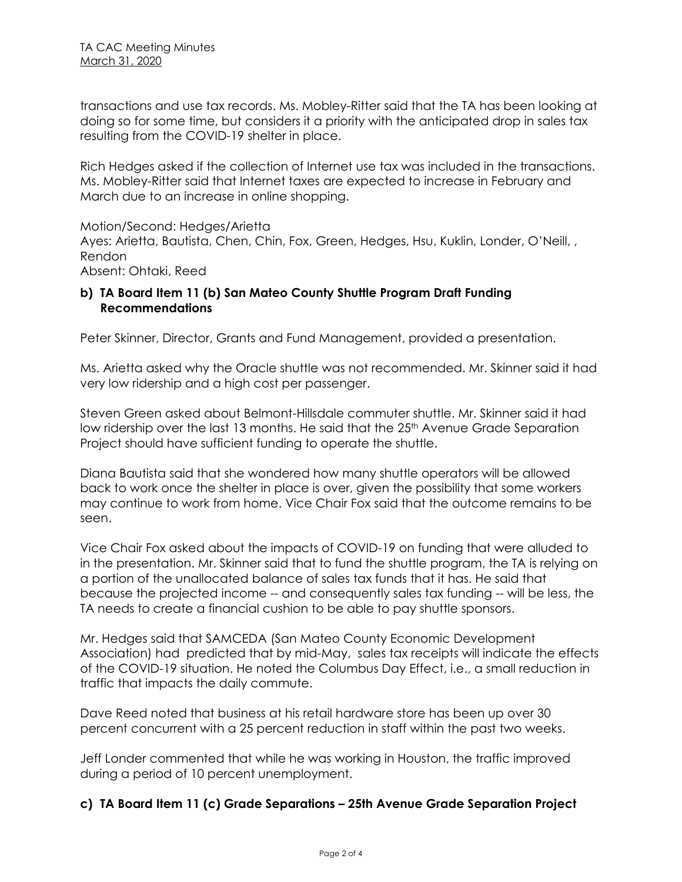transactions and use tax records. Ms. Mobley-Ritter said that the TA has been looking at doing so for some time, but considers it a priority with the anticipated drop in sales tax resulting from the COVID-19 shelter in place.

Rich Hedges asked if the collection of Internet use tax was included in the transactions. Ms. Mobley-Ritter said that Internet taxes are expected to increase in February and March due to an increase in online shopping.

Motion/Second: Hedges/Arietta
Ayes: Arietta, Bautista, Chen, Chin, Fox, Green, Hedges, Hsu, Kuklin, Londer, O'Neill, , Rendon
Absent: Ohtaki, Reed

**b) TA Board Item 11 (b) San Mateo County Shuttle Program Draft Funding Recommendations**

Peter Skinner, Director, Grants and Fund Management, provided a presentation.

Ms. Arietta asked why the Oracle shuttle was not recommended. Mr. Skinner said it had very low ridership and a high cost per passenger.

Steven Green asked about Belmont-Hillsdale commuter shuttle. Mr. Skinner said it had low ridership over the last 13 months. He said that the 25th Avenue Grade Separation Project should have sufficient funding to operate the shuttle.

Diana Bautista said that she wondered how many shuttle operators will be allowed back to work once the shelter in place is over, given the possibility that some workers may continue to work from home. Vice Chair Fox said that the outcome remains to be seen.

Vice Chair Fox asked about the impacts of COVID-19 on funding that were alluded to in the presentation. Mr. Skinner said that to fund the shuttle program, the TA is relying on a portion of the unallocated balance of sales tax funds that it has. He said that because the projected income -- and consequently sales tax funding -- will be less, the TA needs to create a financial cushion to be able to pay shuttle sponsors.

Mr. Hedges said that SAMCEDA (San Mateo County Economic Development Association) had predicted that by mid-May, sales tax receipts will indicate the effects of the COVID-19 situation. He noted the Columbus Day Effect, i.e., a small reduction in traffic that impacts the daily commute.

Dave Reed noted that business at his retail hardware store has been up over 30 percent concurrent with a 25 percent reduction in staff within the past two weeks.

Jeff Londer commented that while he was working in Houston, the traffic improved during a period of 10 percent unemployment.

**c) TA Board Item 11 (c) Grade Separations – 25th Avenue Grade Separation Project**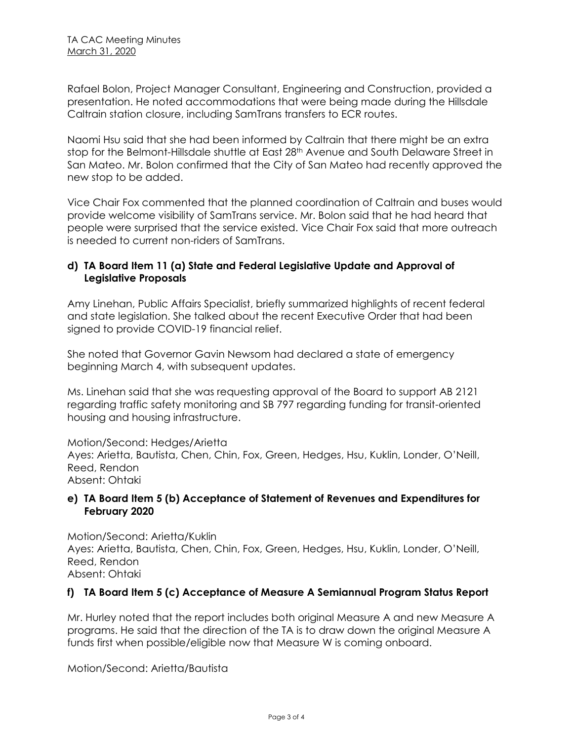Rafael Bolon, Project Manager Consultant, Engineering and Construction, provided a presentation. He noted accommodations that were being made during the Hillsdale Caltrain station closure, including SamTrans transfers to ECR routes.

Naomi Hsu said that she had been informed by Caltrain that there might be an extra stop for the Belmont-Hillsdale shuttle at East 28th Avenue and South Delaware Street in San Mateo. Mr. Bolon confirmed that the City of San Mateo had recently approved the new stop to be added.

Vice Chair Fox commented that the planned coordination of Caltrain and buses would provide welcome visibility of SamTrans service. Mr. Bolon said that he had heard that people were surprised that the service existed. Vice Chair Fox said that more outreach is needed to current non-riders of SamTrans.

**d) TA Board Item 11 (a) State and Federal Legislative Update and Approval of Legislative Proposals**

Amy Linehan, Public Affairs Specialist, briefly summarized highlights of recent federal and state legislation. She talked about the recent Executive Order that had been signed to provide COVID-19 financial relief.

She noted that Governor Gavin Newsom had declared a state of emergency beginning March 4, with subsequent updates.

Ms. Linehan said that she was requesting approval of the Board to support AB 2121 regarding traffic safety monitoring and SB 797 regarding funding for transit-oriented housing and housing infrastructure.

Motion/Second: Hedges/Arietta
Ayes: Arietta, Bautista, Chen, Chin, Fox, Green, Hedges, Hsu, Kuklin, Londer, O'Neill, Reed, Rendon
Absent: Ohtaki

**e) TA Board Item 5 (b) Acceptance of Statement of Revenues and Expenditures for February 2020**

Motion/Second: Arietta/Kuklin
Ayes: Arietta, Bautista, Chen, Chin, Fox, Green, Hedges, Hsu, Kuklin, Londer, O'Neill, Reed, Rendon
Absent: Ohtaki

**f) TA Board Item 5 (c) Acceptance of Measure A Semiannual Program Status Report**

Mr. Hurley noted that the report includes both original Measure A and new Measure A programs. He said that the direction of the TA is to draw down the original Measure A funds first when possible/eligible now that Measure W is coming onboard.

Motion/Second: Arietta/Bautista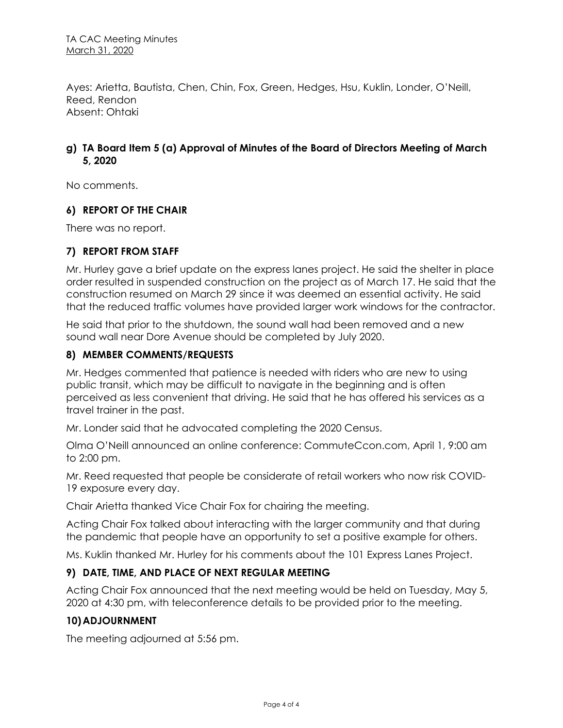Ayes: Arietta, Bautista, Chen, Chin, Fox, Green, Hedges, Hsu, Kuklin, Londer, O'Neill, Reed, Rendon
Absent: Ohtaki

**g) TA Board Item 5 (a) Approval of Minutes of the Board of Directors Meeting of March 5, 2020**

No comments.

## 6) REPORT OF THE CHAIR

There was no report.

## 7) REPORT FROM STAFF

Mr. Hurley gave a brief update on the express lanes project. He said the shelter in place order resulted in suspended construction on the project as of March 17. He said that the construction resumed on March 29 since it was deemed an essential activity. He said that the reduced traffic volumes have provided larger work windows for the contractor.

He said that prior to the shutdown, the sound wall had been removed and a new sound wall near Dore Avenue should be completed by July 2020.

## 8) MEMBER COMMENTS/REQUESTS

Mr. Hedges commented that patience is needed with riders who are new to using public transit, which may be difficult to navigate in the beginning and is often perceived as less convenient that driving. He said that he has offered his services as a travel trainer in the past.

Mr. Londer said that he advocated completing the 2020 Census.

Olma O'Neill announced an online conference: CommuteCcon.com, April 1, 9:00 am to 2:00 pm.

Mr. Reed requested that people be considerate of retail workers who now risk COVID-19 exposure every day.

Chair Arietta thanked Vice Chair Fox for chairing the meeting.

Acting Chair Fox talked about interacting with the larger community and that during the pandemic that people have an opportunity to set a positive example for others.

Ms. Kuklin thanked Mr. Hurley for his comments about the 101 Express Lanes Project.

## 9) DATE, TIME, AND PLACE OF NEXT REGULAR MEETING

Acting Chair Fox announced that the next meeting would be held on Tuesday, May 5, 2020 at 4:30 pm, with teleconference details to be provided prior to the meeting.

## 10) ADJOURNMENT

The meeting adjourned at 5:56 pm.